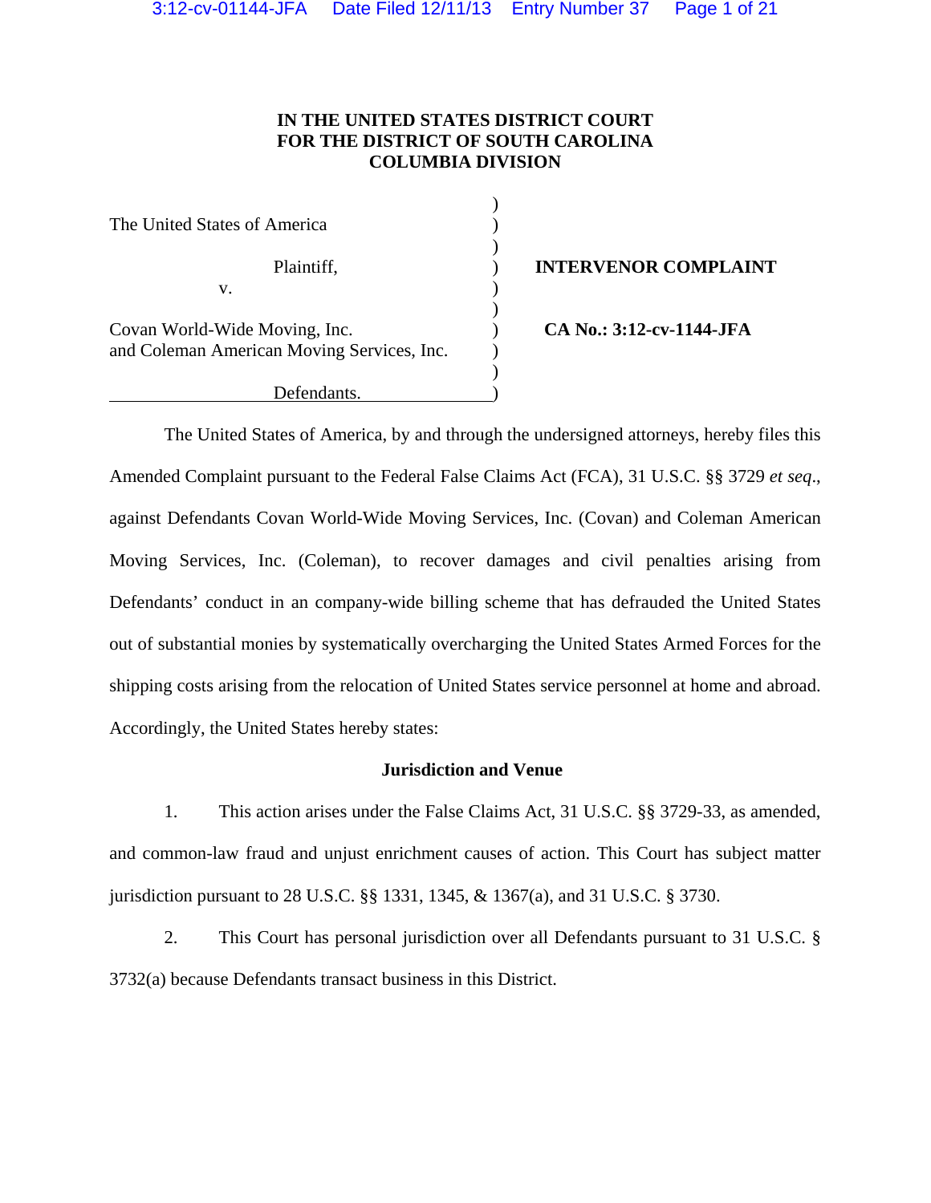**IN THE UNITED STATES DISTRICT COURT**
**FOR THE DISTRICT OF SOUTH CAROLINA**
**COLUMBIA DIVISION**

| | |
|---|---|
| The United States of America<br><br>Plaintiff,<br>v.<br><br>Covan World-Wide Moving, Inc.<br>and Coleman American Moving Services, Inc.<br><br>Defendants. | **INTERVENOR COMPLAINT**<br><br>**CA No.: 3:12-cv-1144-JFA** |

The United States of America, by and through the undersigned attorneys, hereby files this Amended Complaint pursuant to the Federal False Claims Act (FCA), 31 U.S.C. §§ 3729 *et seq*., against Defendants Covan World-Wide Moving Services, Inc. (Covan) and Coleman American Moving Services, Inc. (Coleman), to recover damages and civil penalties arising from Defendants' conduct in an company-wide billing scheme that has defrauded the United States out of substantial monies by systematically overcharging the United States Armed Forces for the shipping costs arising from the relocation of United States service personnel at home and abroad. Accordingly, the United States hereby states:

**Jurisdiction and Venue**

1. This action arises under the False Claims Act, 31 U.S.C. §§ 3729-33, as amended, and common-law fraud and unjust enrichment causes of action. This Court has subject matter jurisdiction pursuant to 28 U.S.C. §§ 1331, 1345, & 1367(a), and 31 U.S.C. § 3730.

2. This Court has personal jurisdiction over all Defendants pursuant to 31 U.S.C. § 3732(a) because Defendants transact business in this District.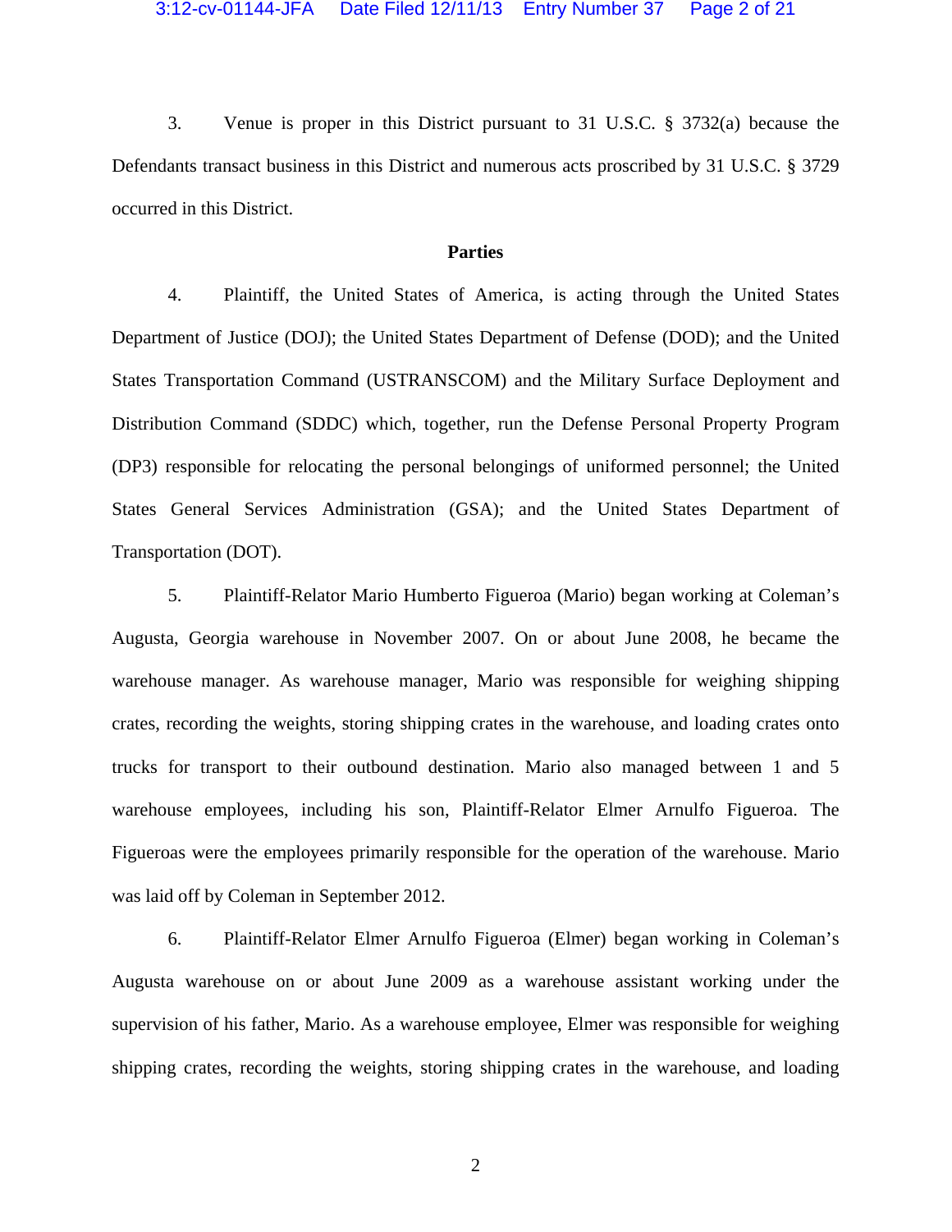3. Venue is proper in this District pursuant to 31 U.S.C. § 3732(a) because the Defendants transact business in this District and numerous acts proscribed by 31 U.S.C. § 3729 occurred in this District.

## Parties

4. Plaintiff, the United States of America, is acting through the United States Department of Justice (DOJ); the United States Department of Defense (DOD); and the United States Transportation Command (USTRANSCOM) and the Military Surface Deployment and Distribution Command (SDDC) which, together, run the Defense Personal Property Program (DP3) responsible for relocating the personal belongings of uniformed personnel; the United States General Services Administration (GSA); and the United States Department of Transportation (DOT).

5. Plaintiff-Relator Mario Humberto Figueroa (Mario) began working at Coleman's Augusta, Georgia warehouse in November 2007. On or about June 2008, he became the warehouse manager. As warehouse manager, Mario was responsible for weighing shipping crates, recording the weights, storing shipping crates in the warehouse, and loading crates onto trucks for transport to their outbound destination. Mario also managed between 1 and 5 warehouse employees, including his son, Plaintiff-Relator Elmer Arnulfo Figueroa. The Figueroas were the employees primarily responsible for the operation of the warehouse. Mario was laid off by Coleman in September 2012.

6. Plaintiff-Relator Elmer Arnulfo Figueroa (Elmer) began working in Coleman's Augusta warehouse on or about June 2009 as a warehouse assistant working under the supervision of his father, Mario. As a warehouse employee, Elmer was responsible for weighing shipping crates, recording the weights, storing shipping crates in the warehouse, and loading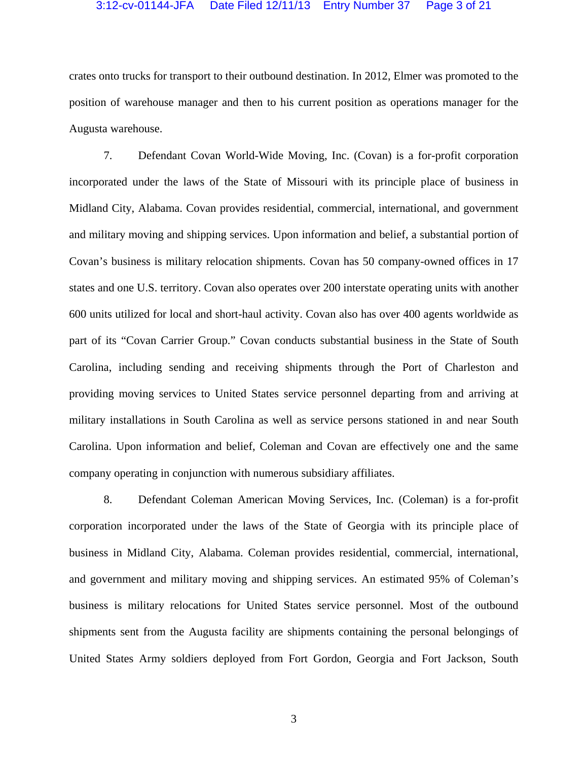crates onto trucks for transport to their outbound destination. In 2012, Elmer was promoted to the position of warehouse manager and then to his current position as operations manager for the Augusta warehouse.

7. Defendant Covan World-Wide Moving, Inc. (Covan) is a for-profit corporation incorporated under the laws of the State of Missouri with its principle place of business in Midland City, Alabama. Covan provides residential, commercial, international, and government and military moving and shipping services. Upon information and belief, a substantial portion of Covan's business is military relocation shipments. Covan has 50 company-owned offices in 17 states and one U.S. territory. Covan also operates over 200 interstate operating units with another 600 units utilized for local and short-haul activity. Covan also has over 400 agents worldwide as part of its "Covan Carrier Group." Covan conducts substantial business in the State of South Carolina, including sending and receiving shipments through the Port of Charleston and providing moving services to United States service personnel departing from and arriving at military installations in South Carolina as well as service persons stationed in and near South Carolina. Upon information and belief, Coleman and Covan are effectively one and the same company operating in conjunction with numerous subsidiary affiliates.

8. Defendant Coleman American Moving Services, Inc. (Coleman) is a for-profit corporation incorporated under the laws of the State of Georgia with its principle place of business in Midland City, Alabama. Coleman provides residential, commercial, international, and government and military moving and shipping services. An estimated 95% of Coleman's business is military relocations for United States service personnel. Most of the outbound shipments sent from the Augusta facility are shipments containing the personal belongings of United States Army soldiers deployed from Fort Gordon, Georgia and Fort Jackson, South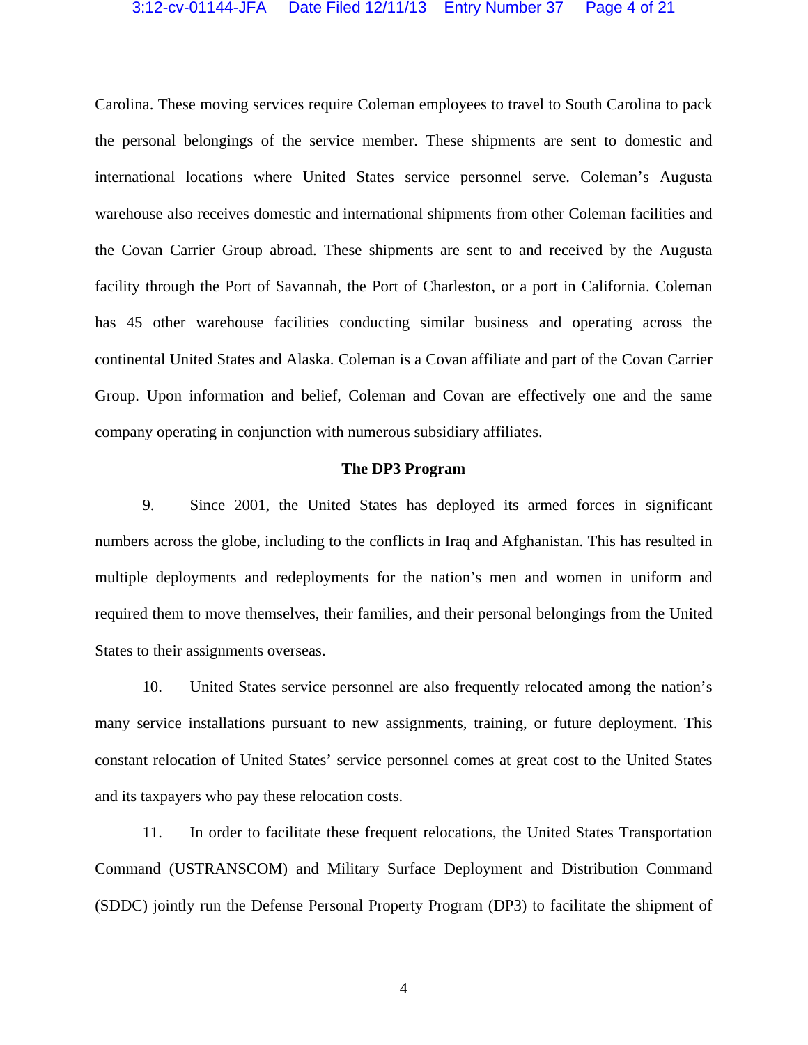Carolina. These moving services require Coleman employees to travel to South Carolina to pack the personal belongings of the service member. These shipments are sent to domestic and international locations where United States service personnel serve. Coleman's Augusta warehouse also receives domestic and international shipments from other Coleman facilities and the Covan Carrier Group abroad. These shipments are sent to and received by the Augusta facility through the Port of Savannah, the Port of Charleston, or a port in California. Coleman has 45 other warehouse facilities conducting similar business and operating across the continental United States and Alaska. Coleman is a Covan affiliate and part of the Covan Carrier Group. Upon information and belief, Coleman and Covan are effectively one and the same company operating in conjunction with numerous subsidiary affiliates.

**The DP3 Program**

9. Since 2001, the United States has deployed its armed forces in significant numbers across the globe, including to the conflicts in Iraq and Afghanistan. This has resulted in multiple deployments and redeployments for the nation's men and women in uniform and required them to move themselves, their families, and their personal belongings from the United States to their assignments overseas.

10. United States service personnel are also frequently relocated among the nation's many service installations pursuant to new assignments, training, or future deployment. This constant relocation of United States' service personnel comes at great cost to the United States and its taxpayers who pay these relocation costs.

11. In order to facilitate these frequent relocations, the United States Transportation Command (USTRANSCOM) and Military Surface Deployment and Distribution Command (SDDC) jointly run the Defense Personal Property Program (DP3) to facilitate the shipment of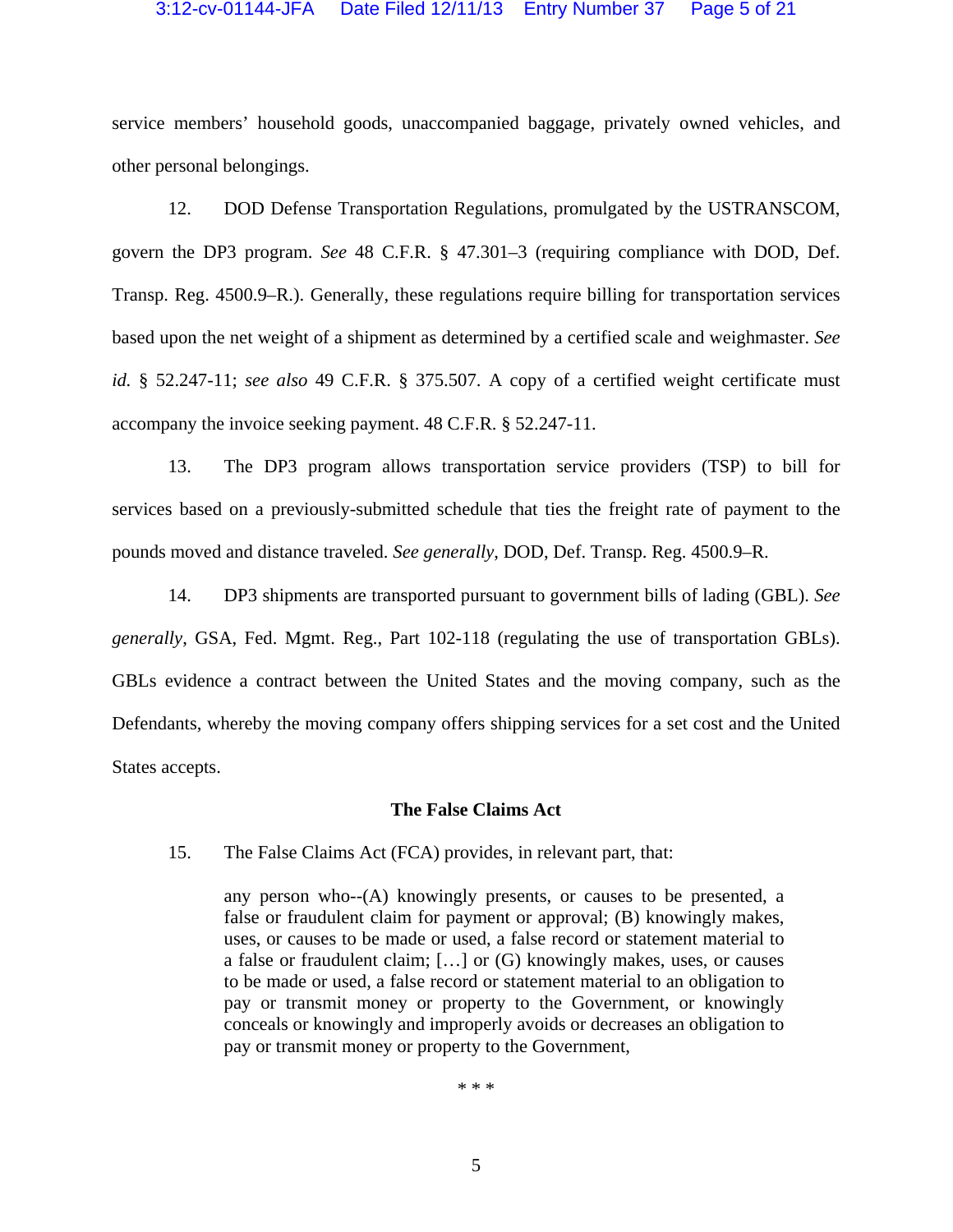service members' household goods, unaccompanied baggage, privately owned vehicles, and other personal belongings.

12. DOD Defense Transportation Regulations, promulgated by the USTRANSCOM, govern the DP3 program. *See* 48 C.F.R. § 47.301–3 (requiring compliance with DOD, Def. Transp. Reg. 4500.9–R.). Generally, these regulations require billing for transportation services based upon the net weight of a shipment as determined by a certified scale and weighmaster. *See id.* § 52.247-11; *see also* 49 C.F.R. § 375.507. A copy of a certified weight certificate must accompany the invoice seeking payment. 48 C.F.R. § 52.247-11.

13. The DP3 program allows transportation service providers (TSP) to bill for services based on a previously-submitted schedule that ties the freight rate of payment to the pounds moved and distance traveled. *See generally*, DOD, Def. Transp. Reg. 4500.9–R.

14. DP3 shipments are transported pursuant to government bills of lading (GBL). *See generally*, GSA, Fed. Mgmt. Reg., Part 102-118 (regulating the use of transportation GBLs). GBLs evidence a contract between the United States and the moving company, such as the Defendants, whereby the moving company offers shipping services for a set cost and the United States accepts.

**The False Claims Act**

15. The False Claims Act (FCA) provides, in relevant part, that:

> any person who--(A) knowingly presents, or causes to be presented, a false or fraudulent claim for payment or approval; (B) knowingly makes, uses, or causes to be made or used, a false record or statement material to a false or fraudulent claim; […] or (G) knowingly makes, uses, or causes to be made or used, a false record or statement material to an obligation to pay or transmit money or property to the Government, or knowingly conceals or knowingly and improperly avoids or decreases an obligation to pay or transmit money or property to the Government,
>
> \* \* \*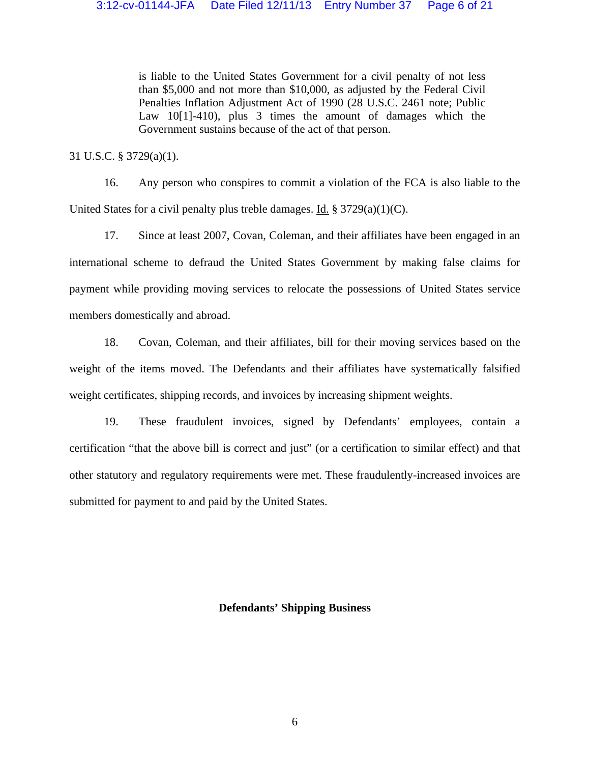> is liable to the United States Government for a civil penalty of not less than $5,000 and not more than $10,000, as adjusted by the Federal Civil Penalties Inflation Adjustment Act of 1990 (28 U.S.C. 2461 note; Public Law 10[1]-410), plus 3 times the amount of damages which the Government sustains because of the act of that person.

31 U.S.C. § 3729(a)(1).

16. Any person who conspires to commit a violation of the FCA is also liable to the United States for a civil penalty plus treble damages. Id. § 3729(a)(1)(C).

17. Since at least 2007, Covan, Coleman, and their affiliates have been engaged in an international scheme to defraud the United States Government by making false claims for payment while providing moving services to relocate the possessions of United States service members domestically and abroad.

18. Covan, Coleman, and their affiliates, bill for their moving services based on the weight of the items moved. The Defendants and their affiliates have systematically falsified weight certificates, shipping records, and invoices by increasing shipment weights.

19. These fraudulent invoices, signed by Defendants' employees, contain a certification "that the above bill is correct and just" (or a certification to similar effect) and that other statutory and regulatory requirements were met. These fraudulently-increased invoices are submitted for payment to and paid by the United States.

**Defendants' Shipping Business**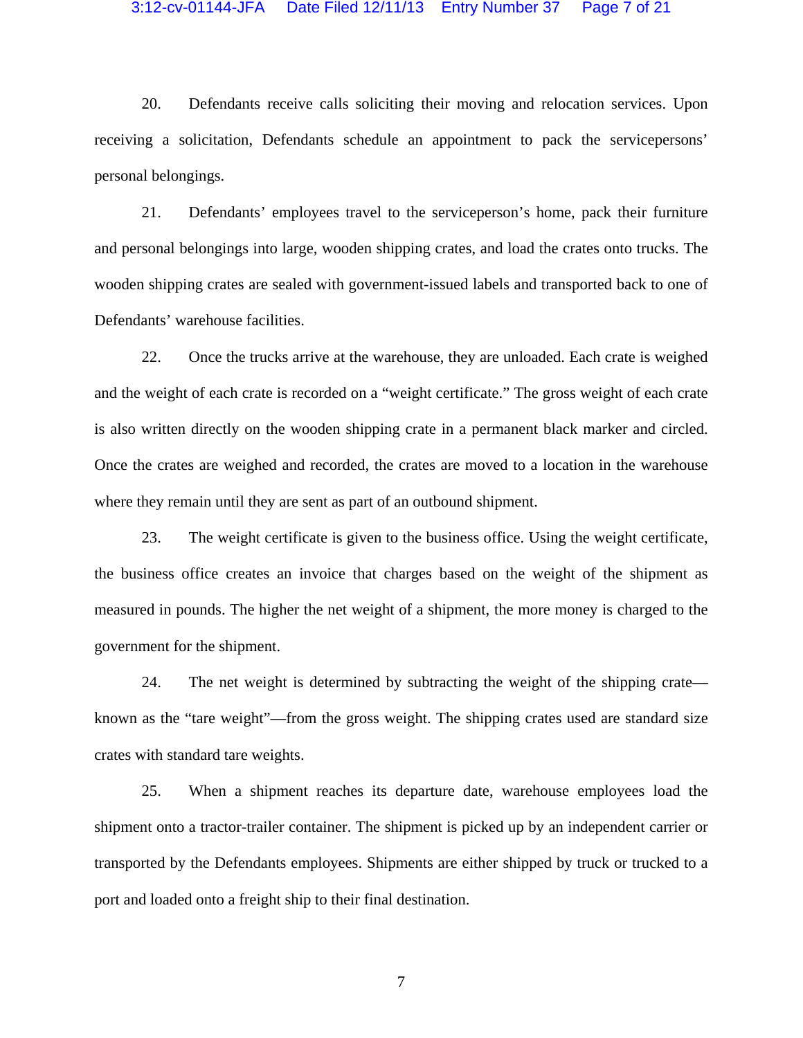20. Defendants receive calls soliciting their moving and relocation services. Upon receiving a solicitation, Defendants schedule an appointment to pack the servicepersons' personal belongings.

21. Defendants' employees travel to the serviceperson's home, pack their furniture and personal belongings into large, wooden shipping crates, and load the crates onto trucks. The wooden shipping crates are sealed with government-issued labels and transported back to one of Defendants' warehouse facilities.

22. Once the trucks arrive at the warehouse, they are unloaded. Each crate is weighed and the weight of each crate is recorded on a "weight certificate." The gross weight of each crate is also written directly on the wooden shipping crate in a permanent black marker and circled. Once the crates are weighed and recorded, the crates are moved to a location in the warehouse where they remain until they are sent as part of an outbound shipment.

23. The weight certificate is given to the business office. Using the weight certificate, the business office creates an invoice that charges based on the weight of the shipment as measured in pounds. The higher the net weight of a shipment, the more money is charged to the government for the shipment.

24. The net weight is determined by subtracting the weight of the shipping crate—known as the "tare weight"—from the gross weight. The shipping crates used are standard size crates with standard tare weights.

25. When a shipment reaches its departure date, warehouse employees load the shipment onto a tractor-trailer container. The shipment is picked up by an independent carrier or transported by the Defendants employees. Shipments are either shipped by truck or trucked to a port and loaded onto a freight ship to their final destination.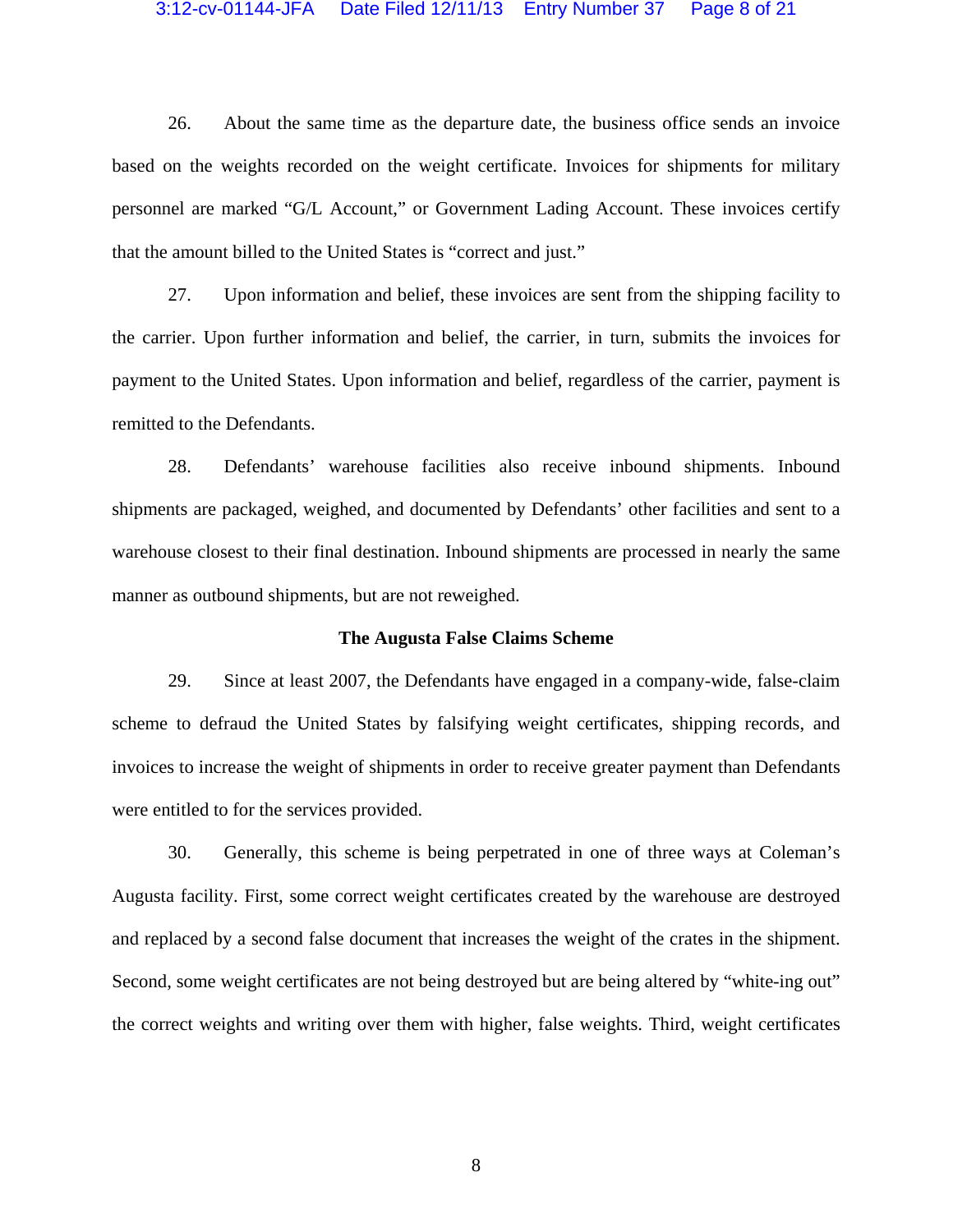26. About the same time as the departure date, the business office sends an invoice based on the weights recorded on the weight certificate. Invoices for shipments for military personnel are marked "G/L Account," or Government Lading Account. These invoices certify that the amount billed to the United States is "correct and just."

27. Upon information and belief, these invoices are sent from the shipping facility to the carrier. Upon further information and belief, the carrier, in turn, submits the invoices for payment to the United States. Upon information and belief, regardless of the carrier, payment is remitted to the Defendants.

28. Defendants' warehouse facilities also receive inbound shipments. Inbound shipments are packaged, weighed, and documented by Defendants' other facilities and sent to a warehouse closest to their final destination. Inbound shipments are processed in nearly the same manner as outbound shipments, but are not reweighed.

**The Augusta False Claims Scheme**

29. Since at least 2007, the Defendants have engaged in a company-wide, false-claim scheme to defraud the United States by falsifying weight certificates, shipping records, and invoices to increase the weight of shipments in order to receive greater payment than Defendants were entitled to for the services provided.

30. Generally, this scheme is being perpetrated in one of three ways at Coleman's Augusta facility. First, some correct weight certificates created by the warehouse are destroyed and replaced by a second false document that increases the weight of the crates in the shipment. Second, some weight certificates are not being destroyed but are being altered by "white-ing out" the correct weights and writing over them with higher, false weights. Third, weight certificates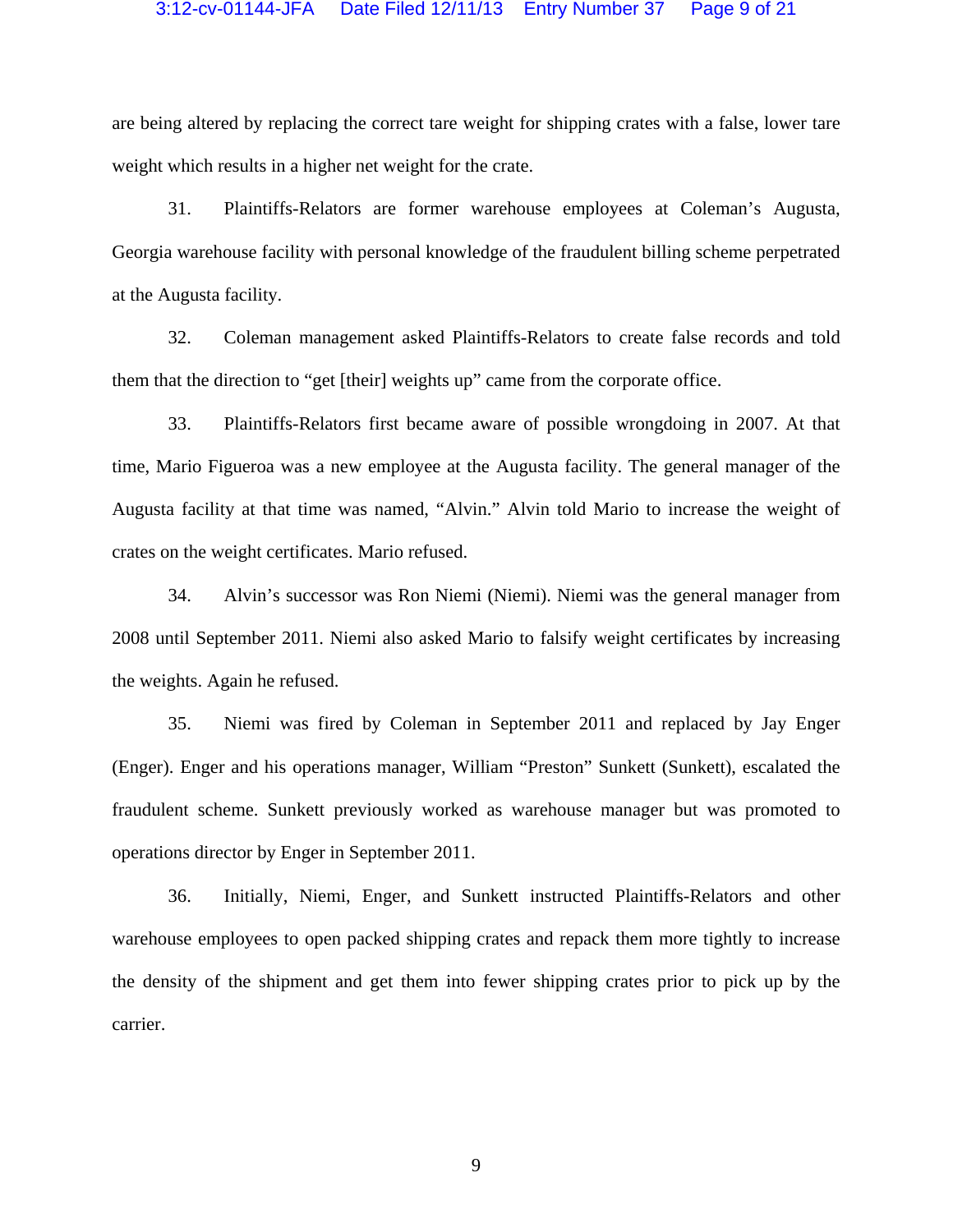are being altered by replacing the correct tare weight for shipping crates with a false, lower tare weight which results in a higher net weight for the crate.

31. Plaintiffs-Relators are former warehouse employees at Coleman's Augusta, Georgia warehouse facility with personal knowledge of the fraudulent billing scheme perpetrated at the Augusta facility.

32. Coleman management asked Plaintiffs-Relators to create false records and told them that the direction to "get [their] weights up" came from the corporate office.

33. Plaintiffs-Relators first became aware of possible wrongdoing in 2007. At that time, Mario Figueroa was a new employee at the Augusta facility. The general manager of the Augusta facility at that time was named, "Alvin." Alvin told Mario to increase the weight of crates on the weight certificates. Mario refused.

34. Alvin's successor was Ron Niemi (Niemi). Niemi was the general manager from 2008 until September 2011. Niemi also asked Mario to falsify weight certificates by increasing the weights. Again he refused.

35. Niemi was fired by Coleman in September 2011 and replaced by Jay Enger (Enger). Enger and his operations manager, William "Preston" Sunkett (Sunkett), escalated the fraudulent scheme. Sunkett previously worked as warehouse manager but was promoted to operations director by Enger in September 2011.

36. Initially, Niemi, Enger, and Sunkett instructed Plaintiffs-Relators and other warehouse employees to open packed shipping crates and repack them more tightly to increase the density of the shipment and get them into fewer shipping crates prior to pick up by the carrier.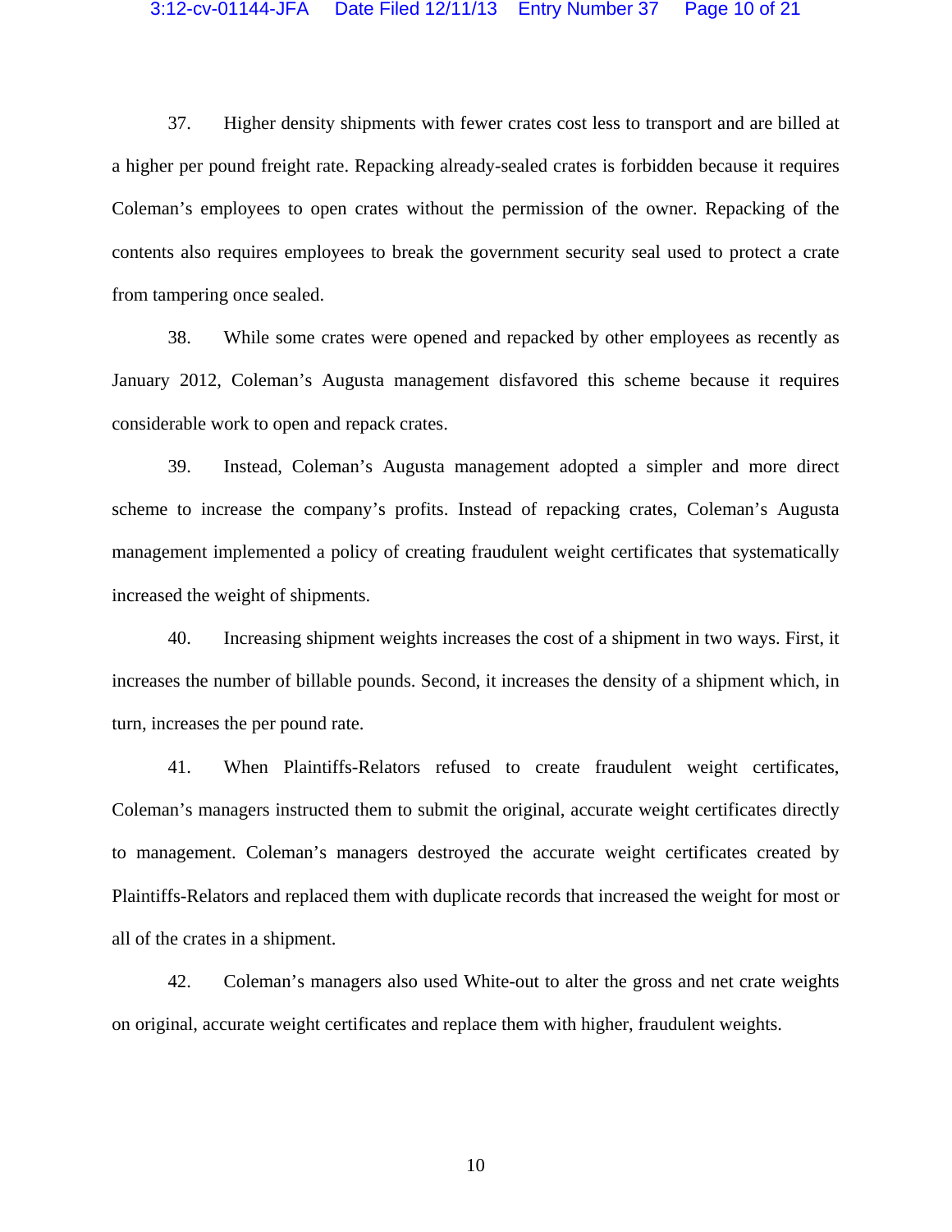37. Higher density shipments with fewer crates cost less to transport and are billed at a higher per pound freight rate. Repacking already-sealed crates is forbidden because it requires Coleman's employees to open crates without the permission of the owner. Repacking of the contents also requires employees to break the government security seal used to protect a crate from tampering once sealed.

38. While some crates were opened and repacked by other employees as recently as January 2012, Coleman's Augusta management disfavored this scheme because it requires considerable work to open and repack crates.

39. Instead, Coleman's Augusta management adopted a simpler and more direct scheme to increase the company's profits. Instead of repacking crates, Coleman's Augusta management implemented a policy of creating fraudulent weight certificates that systematically increased the weight of shipments.

40. Increasing shipment weights increases the cost of a shipment in two ways. First, it increases the number of billable pounds. Second, it increases the density of a shipment which, in turn, increases the per pound rate.

41. When Plaintiffs-Relators refused to create fraudulent weight certificates, Coleman's managers instructed them to submit the original, accurate weight certificates directly to management. Coleman's managers destroyed the accurate weight certificates created by Plaintiffs-Relators and replaced them with duplicate records that increased the weight for most or all of the crates in a shipment.

42. Coleman's managers also used White-out to alter the gross and net crate weights on original, accurate weight certificates and replace them with higher, fraudulent weights.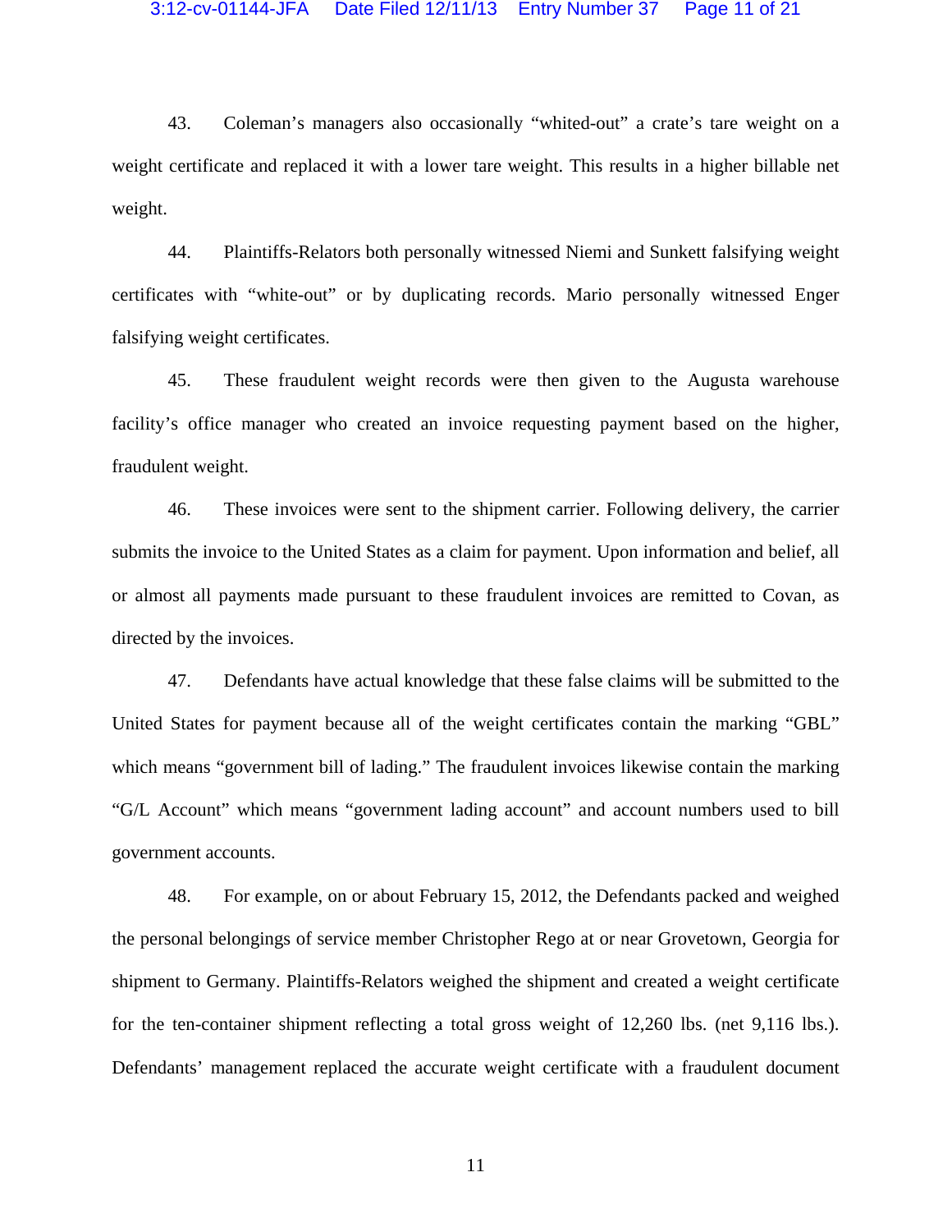43. Coleman's managers also occasionally "whited-out" a crate's tare weight on a weight certificate and replaced it with a lower tare weight. This results in a higher billable net weight.

44. Plaintiffs-Relators both personally witnessed Niemi and Sunkett falsifying weight certificates with "white-out" or by duplicating records. Mario personally witnessed Enger falsifying weight certificates.

45. These fraudulent weight records were then given to the Augusta warehouse facility's office manager who created an invoice requesting payment based on the higher, fraudulent weight.

46. These invoices were sent to the shipment carrier. Following delivery, the carrier submits the invoice to the United States as a claim for payment. Upon information and belief, all or almost all payments made pursuant to these fraudulent invoices are remitted to Covan, as directed by the invoices.

47. Defendants have actual knowledge that these false claims will be submitted to the United States for payment because all of the weight certificates contain the marking "GBL" which means "government bill of lading." The fraudulent invoices likewise contain the marking "G/L Account" which means "government lading account" and account numbers used to bill government accounts.

48. For example, on or about February 15, 2012, the Defendants packed and weighed the personal belongings of service member Christopher Rego at or near Grovetown, Georgia for shipment to Germany. Plaintiffs-Relators weighed the shipment and created a weight certificate for the ten-container shipment reflecting a total gross weight of 12,260 lbs. (net 9,116 lbs.). Defendants' management replaced the accurate weight certificate with a fraudulent document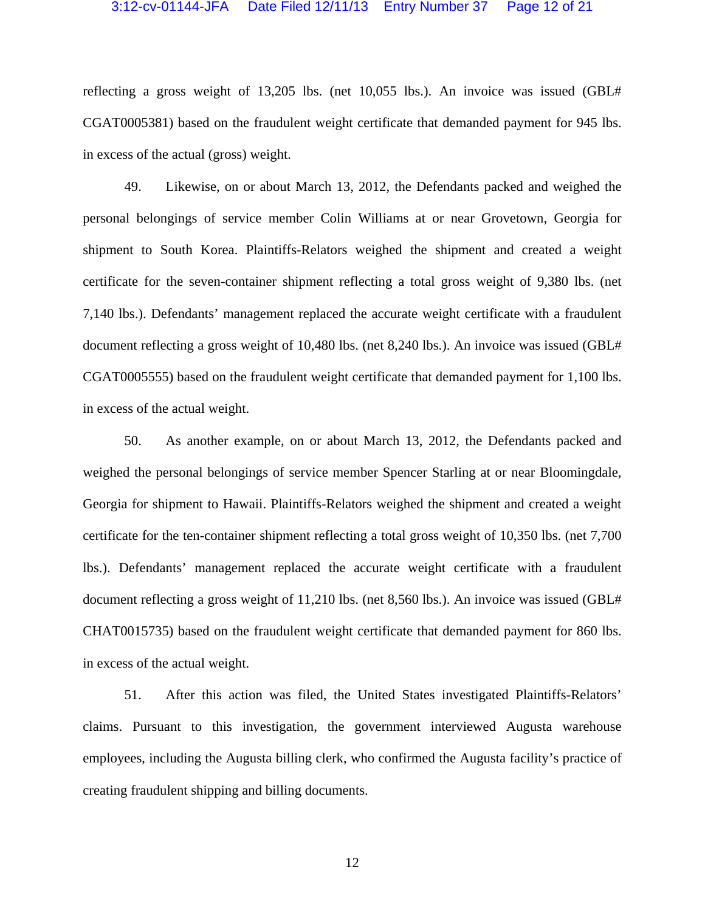reflecting a gross weight of 13,205 lbs. (net 10,055 lbs.). An invoice was issued (GBL# CGAT0005381) based on the fraudulent weight certificate that demanded payment for 945 lbs. in excess of the actual (gross) weight.

49. Likewise, on or about March 13, 2012, the Defendants packed and weighed the personal belongings of service member Colin Williams at or near Grovetown, Georgia for shipment to South Korea. Plaintiffs-Relators weighed the shipment and created a weight certificate for the seven-container shipment reflecting a total gross weight of 9,380 lbs. (net 7,140 lbs.). Defendants' management replaced the accurate weight certificate with a fraudulent document reflecting a gross weight of 10,480 lbs. (net 8,240 lbs.). An invoice was issued (GBL# CGAT0005555) based on the fraudulent weight certificate that demanded payment for 1,100 lbs. in excess of the actual weight.

50. As another example, on or about March 13, 2012, the Defendants packed and weighed the personal belongings of service member Spencer Starling at or near Bloomingdale, Georgia for shipment to Hawaii. Plaintiffs-Relators weighed the shipment and created a weight certificate for the ten-container shipment reflecting a total gross weight of 10,350 lbs. (net 7,700 lbs.). Defendants' management replaced the accurate weight certificate with a fraudulent document reflecting a gross weight of 11,210 lbs. (net 8,560 lbs.). An invoice was issued (GBL# CHAT0015735) based on the fraudulent weight certificate that demanded payment for 860 lbs. in excess of the actual weight.

51. After this action was filed, the United States investigated Plaintiffs-Relators' claims. Pursuant to this investigation, the government interviewed Augusta warehouse employees, including the Augusta billing clerk, who confirmed the Augusta facility's practice of creating fraudulent shipping and billing documents.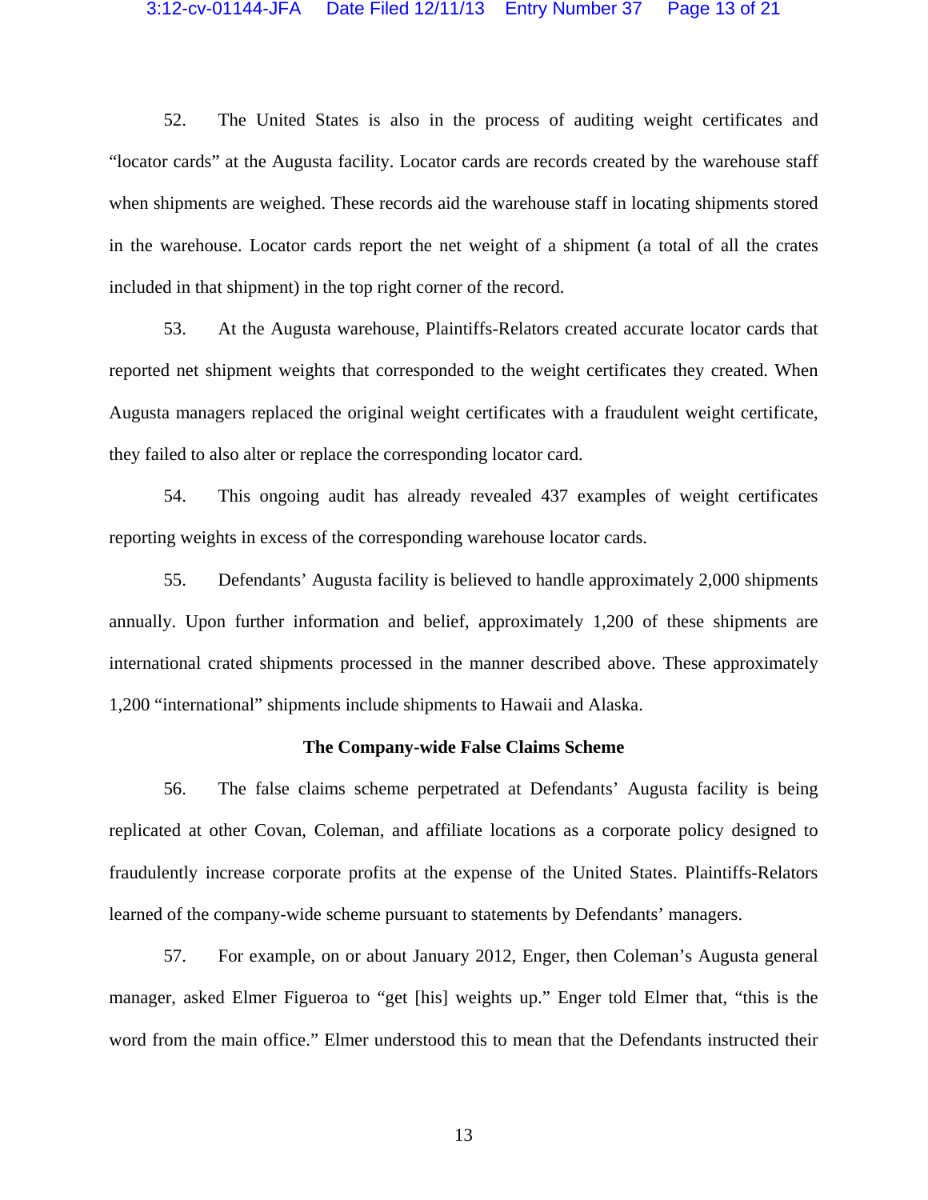52. The United States is also in the process of auditing weight certificates and "locator cards" at the Augusta facility. Locator cards are records created by the warehouse staff when shipments are weighed. These records aid the warehouse staff in locating shipments stored in the warehouse. Locator cards report the net weight of a shipment (a total of all the crates included in that shipment) in the top right corner of the record.

53. At the Augusta warehouse, Plaintiffs-Relators created accurate locator cards that reported net shipment weights that corresponded to the weight certificates they created. When Augusta managers replaced the original weight certificates with a fraudulent weight certificate, they failed to also alter or replace the corresponding locator card.

54. This ongoing audit has already revealed 437 examples of weight certificates reporting weights in excess of the corresponding warehouse locator cards.

55. Defendants' Augusta facility is believed to handle approximately 2,000 shipments annually. Upon further information and belief, approximately 1,200 of these shipments are international crated shipments processed in the manner described above. These approximately 1,200 "international" shipments include shipments to Hawaii and Alaska.

**The Company-wide False Claims Scheme**

56. The false claims scheme perpetrated at Defendants' Augusta facility is being replicated at other Covan, Coleman, and affiliate locations as a corporate policy designed to fraudulently increase corporate profits at the expense of the United States. Plaintiffs-Relators learned of the company-wide scheme pursuant to statements by Defendants' managers.

57. For example, on or about January 2012, Enger, then Coleman's Augusta general manager, asked Elmer Figueroa to "get [his] weights up." Enger told Elmer that, "this is the word from the main office." Elmer understood this to mean that the Defendants instructed their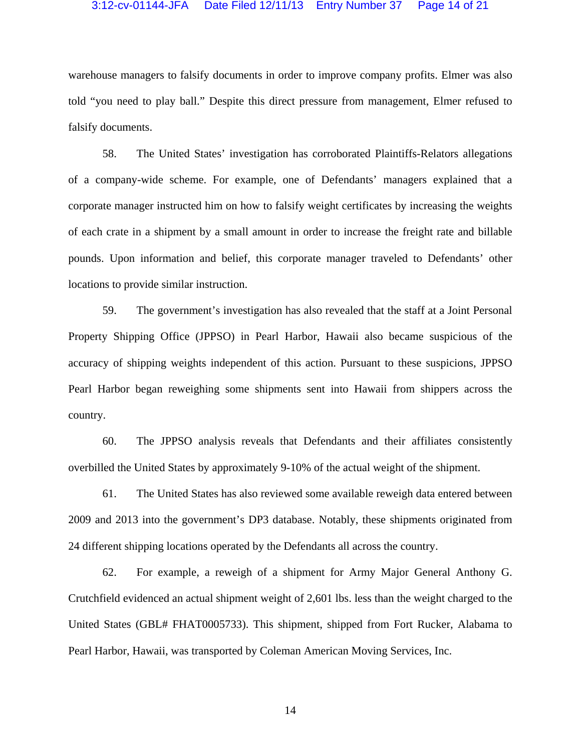warehouse managers to falsify documents in order to improve company profits. Elmer was also told "you need to play ball." Despite this direct pressure from management, Elmer refused to falsify documents.

58. The United States' investigation has corroborated Plaintiffs-Relators allegations of a company-wide scheme. For example, one of Defendants' managers explained that a corporate manager instructed him on how to falsify weight certificates by increasing the weights of each crate in a shipment by a small amount in order to increase the freight rate and billable pounds. Upon information and belief, this corporate manager traveled to Defendants' other locations to provide similar instruction.

59. The government's investigation has also revealed that the staff at a Joint Personal Property Shipping Office (JPPSO) in Pearl Harbor, Hawaii also became suspicious of the accuracy of shipping weights independent of this action. Pursuant to these suspicions, JPPSO Pearl Harbor began reweighing some shipments sent into Hawaii from shippers across the country.

60. The JPPSO analysis reveals that Defendants and their affiliates consistently overbilled the United States by approximately 9-10% of the actual weight of the shipment.

61. The United States has also reviewed some available reweigh data entered between 2009 and 2013 into the government's DP3 database. Notably, these shipments originated from 24 different shipping locations operated by the Defendants all across the country.

62. For example, a reweigh of a shipment for Army Major General Anthony G. Crutchfield evidenced an actual shipment weight of 2,601 lbs. less than the weight charged to the United States (GBL# FHAT0005733). This shipment, shipped from Fort Rucker, Alabama to Pearl Harbor, Hawaii, was transported by Coleman American Moving Services, Inc.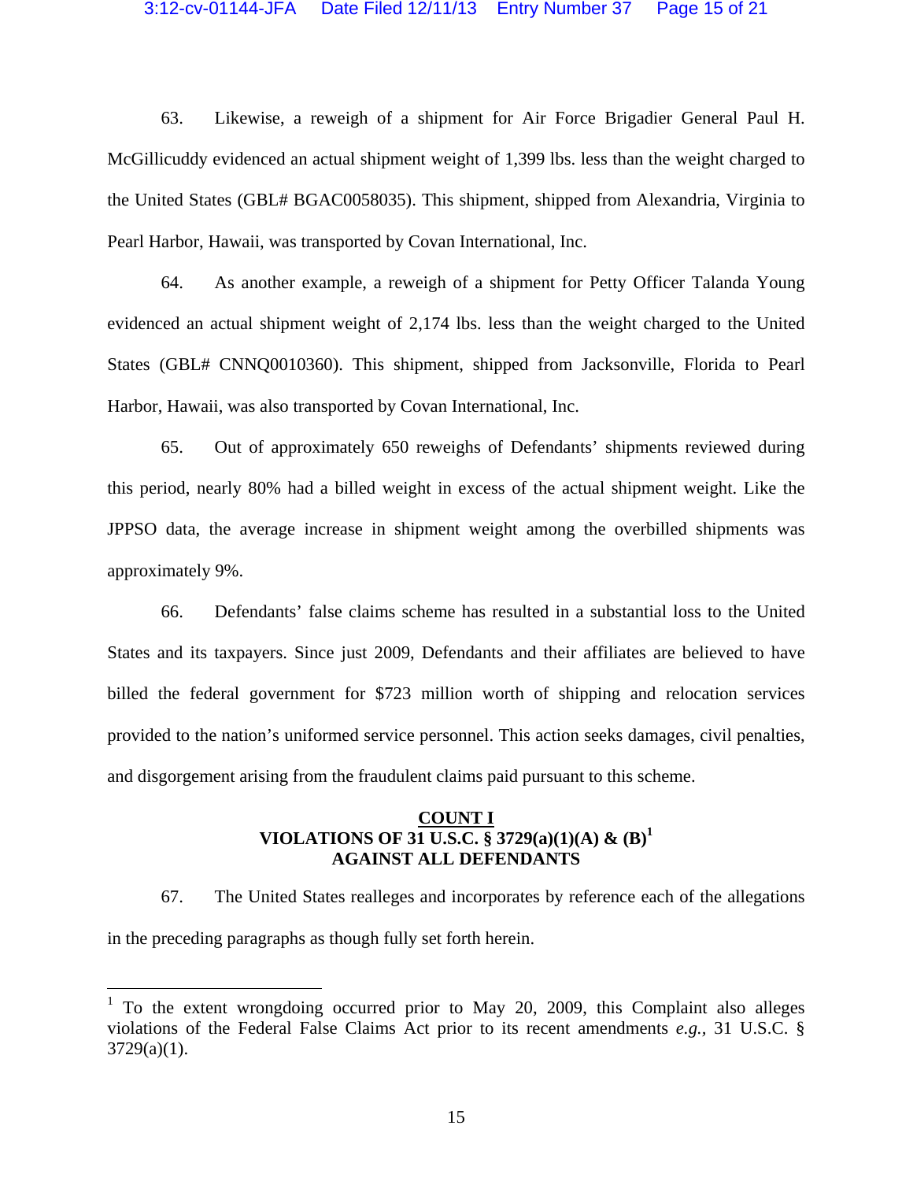63. Likewise, a reweigh of a shipment for Air Force Brigadier General Paul H. McGillicuddy evidenced an actual shipment weight of 1,399 lbs. less than the weight charged to the United States (GBL# BGAC0058035). This shipment, shipped from Alexandria, Virginia to Pearl Harbor, Hawaii, was transported by Covan International, Inc.

64. As another example, a reweigh of a shipment for Petty Officer Talanda Young evidenced an actual shipment weight of 2,174 lbs. less than the weight charged to the United States (GBL# CNNQ0010360). This shipment, shipped from Jacksonville, Florida to Pearl Harbor, Hawaii, was also transported by Covan International, Inc.

65. Out of approximately 650 reweighs of Defendants' shipments reviewed during this period, nearly 80% had a billed weight in excess of the actual shipment weight. Like the JPPSO data, the average increase in shipment weight among the overbilled shipments was approximately 9%.

66. Defendants' false claims scheme has resulted in a substantial loss to the United States and its taxpayers. Since just 2009, Defendants and their affiliates are believed to have billed the federal government for $723 million worth of shipping and relocation services provided to the nation's uniformed service personnel. This action seeks damages, civil penalties, and disgorgement arising from the fraudulent claims paid pursuant to this scheme.

## COUNT I
## VIOLATIONS OF 31 U.S.C. § 3729(a)(1)(A) & (B)[1]
## AGAINST ALL DEFENDANTS

67. The United States realleges and incorporates by reference each of the allegations in the preceding paragraphs as though fully set forth herein.

---

[1] To the extent wrongdoing occurred prior to May 20, 2009, this Complaint also alleges violations of the Federal False Claims Act prior to its recent amendments *e.g.*, 31 U.S.C. § 3729(a)(1).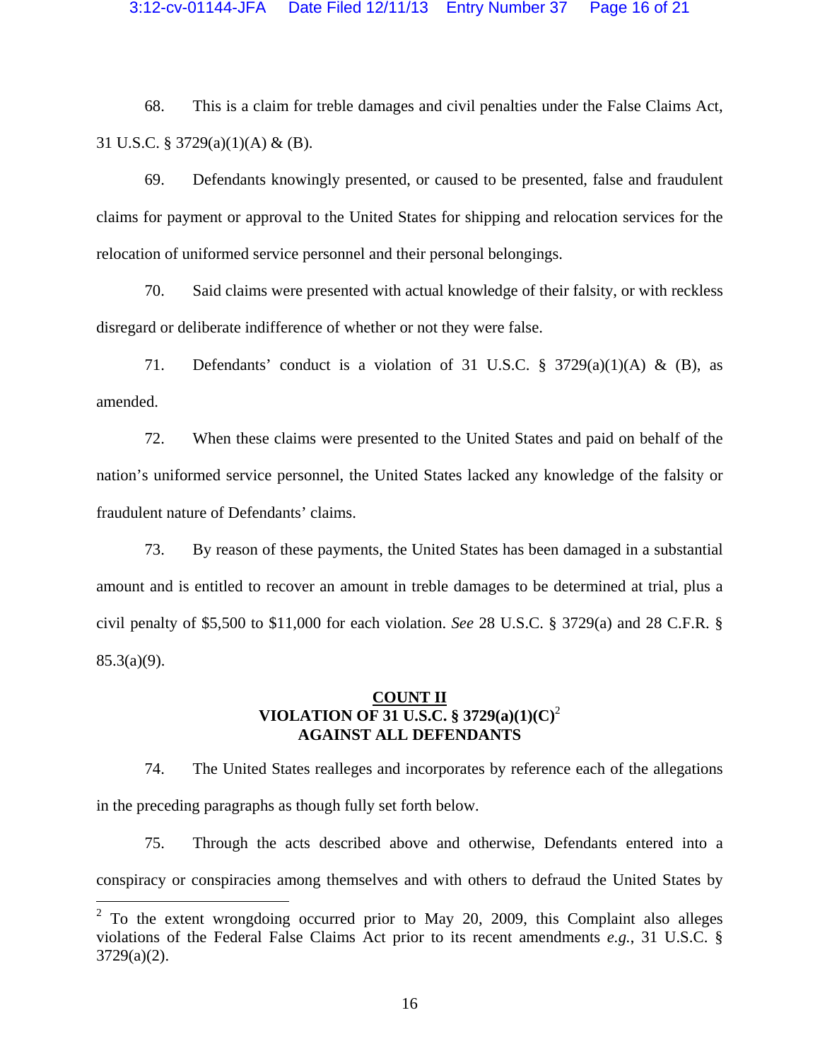68. This is a claim for treble damages and civil penalties under the False Claims Act, 31 U.S.C. § 3729(a)(1)(A) & (B).

69. Defendants knowingly presented, or caused to be presented, false and fraudulent claims for payment or approval to the United States for shipping and relocation services for the relocation of uniformed service personnel and their personal belongings.

70. Said claims were presented with actual knowledge of their falsity, or with reckless disregard or deliberate indifference of whether or not they were false.

71. Defendants' conduct is a violation of 31 U.S.C. § 3729(a)(1)(A) & (B), as amended.

72. When these claims were presented to the United States and paid on behalf of the nation's uniformed service personnel, the United States lacked any knowledge of the falsity or fraudulent nature of Defendants' claims.

73. By reason of these payments, the United States has been damaged in a substantial amount and is entitled to recover an amount in treble damages to be determined at trial, plus a civil penalty of $5,500 to $11,000 for each violation. *See* 28 U.S.C. § 3729(a) and 28 C.F.R. § 85.3(a)(9).

**COUNT II**
**VIOLATION OF 31 U.S.C. § 3729(a)(1)(C)[2]**
**AGAINST ALL DEFENDANTS**

74. The United States realleges and incorporates by reference each of the allegations in the preceding paragraphs as though fully set forth below.

75. Through the acts described above and otherwise, Defendants entered into a conspiracy or conspiracies among themselves and with others to defraud the United States by

---

[2] To the extent wrongdoing occurred prior to May 20, 2009, this Complaint also alleges violations of the Federal False Claims Act prior to its recent amendments *e.g.*, 31 U.S.C. § 3729(a)(2).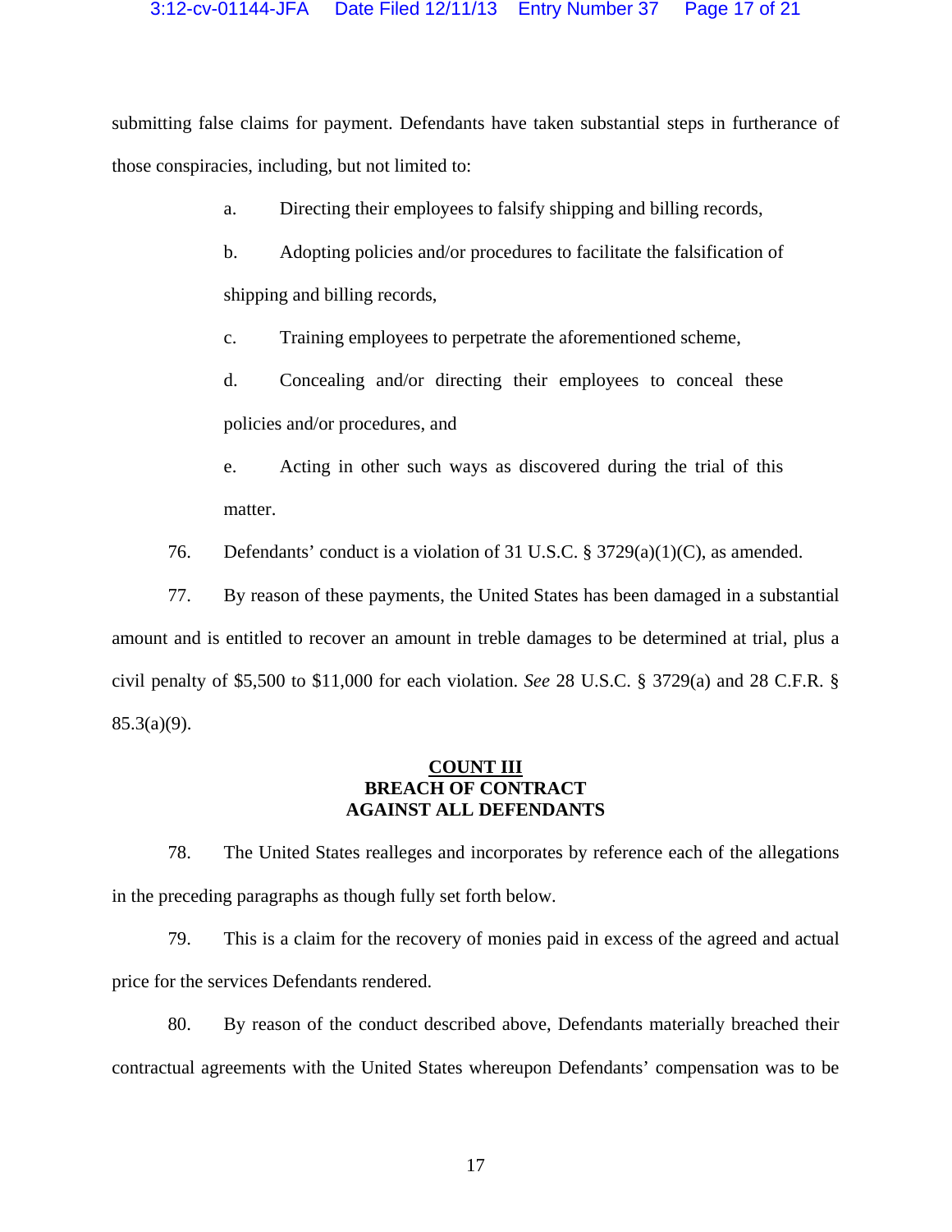submitting false claims for payment. Defendants have taken substantial steps in furtherance of those conspiracies, including, but not limited to:

a. Directing their employees to falsify shipping and billing records,

b. Adopting policies and/or procedures to facilitate the falsification of shipping and billing records,

c. Training employees to perpetrate the aforementioned scheme,

d. Concealing and/or directing their employees to conceal these policies and/or procedures, and

e. Acting in other such ways as discovered during the trial of this matter.

76. Defendants' conduct is a violation of 31 U.S.C. § 3729(a)(1)(C), as amended.

77. By reason of these payments, the United States has been damaged in a substantial amount and is entitled to recover an amount in treble damages to be determined at trial, plus a civil penalty of $5,500 to $11,000 for each violation. *See* 28 U.S.C. § 3729(a) and 28 C.F.R. § 85.3(a)(9).

## COUNT III
## BREACH OF CONTRACT
## AGAINST ALL DEFENDANTS

78. The United States realleges and incorporates by reference each of the allegations in the preceding paragraphs as though fully set forth below.

79. This is a claim for the recovery of monies paid in excess of the agreed and actual price for the services Defendants rendered.

80. By reason of the conduct described above, Defendants materially breached their contractual agreements with the United States whereupon Defendants' compensation was to be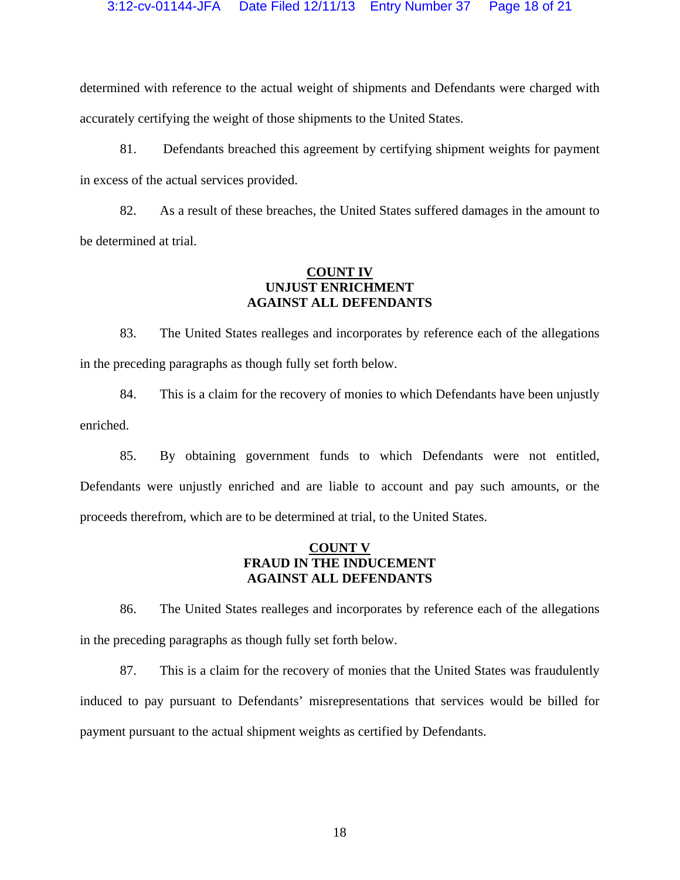determined with reference to the actual weight of shipments and Defendants were charged with accurately certifying the weight of those shipments to the United States.

81. Defendants breached this agreement by certifying shipment weights for payment in excess of the actual services provided.

82. As a result of these breaches, the United States suffered damages in the amount to be determined at trial.

**COUNT IV**
**UNJUST ENRICHMENT**
**AGAINST ALL DEFENDANTS**

83. The United States realleges and incorporates by reference each of the allegations in the preceding paragraphs as though fully set forth below.

84. This is a claim for the recovery of monies to which Defendants have been unjustly enriched.

85. By obtaining government funds to which Defendants were not entitled, Defendants were unjustly enriched and are liable to account and pay such amounts, or the proceeds therefrom, which are to be determined at trial, to the United States.

**COUNT V**
**FRAUD IN THE INDUCEMENT**
**AGAINST ALL DEFENDANTS**

86. The United States realleges and incorporates by reference each of the allegations in the preceding paragraphs as though fully set forth below.

87. This is a claim for the recovery of monies that the United States was fraudulently induced to pay pursuant to Defendants' misrepresentations that services would be billed for payment pursuant to the actual shipment weights as certified by Defendants.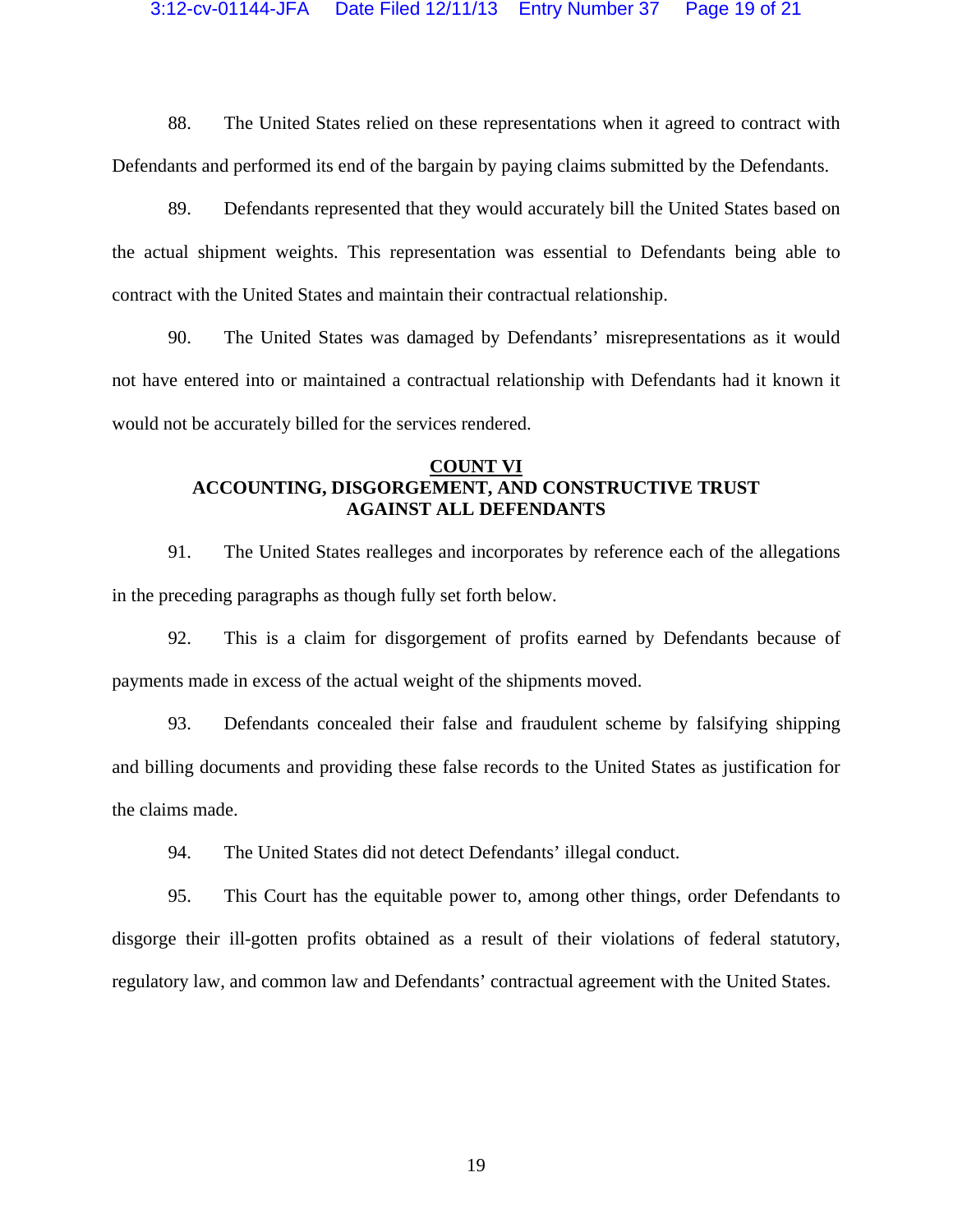88. The United States relied on these representations when it agreed to contract with Defendants and performed its end of the bargain by paying claims submitted by the Defendants.

89. Defendants represented that they would accurately bill the United States based on the actual shipment weights. This representation was essential to Defendants being able to contract with the United States and maintain their contractual relationship.

90. The United States was damaged by Defendants' misrepresentations as it would not have entered into or maintained a contractual relationship with Defendants had it known it would not be accurately billed for the services rendered.

**COUNT VI**
**ACCOUNTING, DISGORGEMENT, AND CONSTRUCTIVE TRUST AGAINST ALL DEFENDANTS**

91. The United States realleges and incorporates by reference each of the allegations in the preceding paragraphs as though fully set forth below.

92. This is a claim for disgorgement of profits earned by Defendants because of payments made in excess of the actual weight of the shipments moved.

93. Defendants concealed their false and fraudulent scheme by falsifying shipping and billing documents and providing these false records to the United States as justification for the claims made.

94. The United States did not detect Defendants' illegal conduct.

95. This Court has the equitable power to, among other things, order Defendants to disgorge their ill-gotten profits obtained as a result of their violations of federal statutory, regulatory law, and common law and Defendants' contractual agreement with the United States.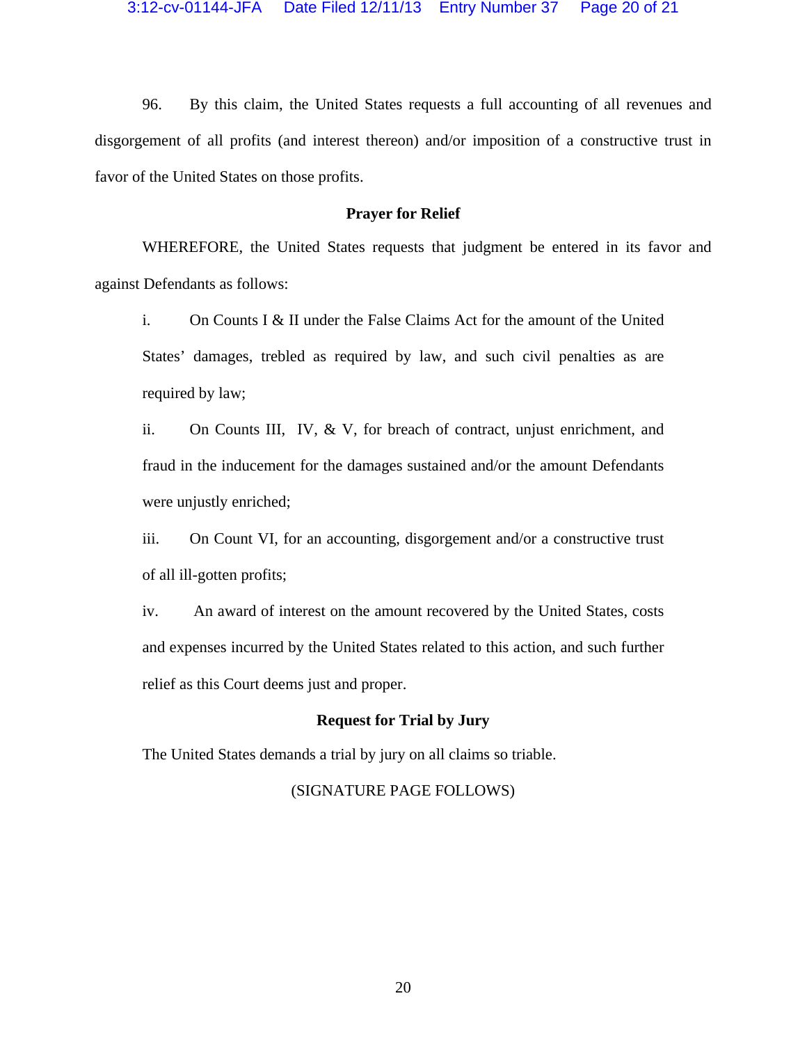96. By this claim, the United States requests a full accounting of all revenues and disgorgement of all profits (and interest thereon) and/or imposition of a constructive trust in favor of the United States on those profits.

## Prayer for Relief

WHEREFORE, the United States requests that judgment be entered in its favor and against Defendants as follows:

i. On Counts I & II under the False Claims Act for the amount of the United States' damages, trebled as required by law, and such civil penalties as are required by law;

ii. On Counts III, IV, & V, for breach of contract, unjust enrichment, and fraud in the inducement for the damages sustained and/or the amount Defendants were unjustly enriched;

iii. On Count VI, for an accounting, disgorgement and/or a constructive trust of all ill-gotten profits;

iv. An award of interest on the amount recovered by the United States, costs and expenses incurred by the United States related to this action, and such further relief as this Court deems just and proper.

## Request for Trial by Jury

The United States demands a trial by jury on all claims so triable.

(SIGNATURE PAGE FOLLOWS)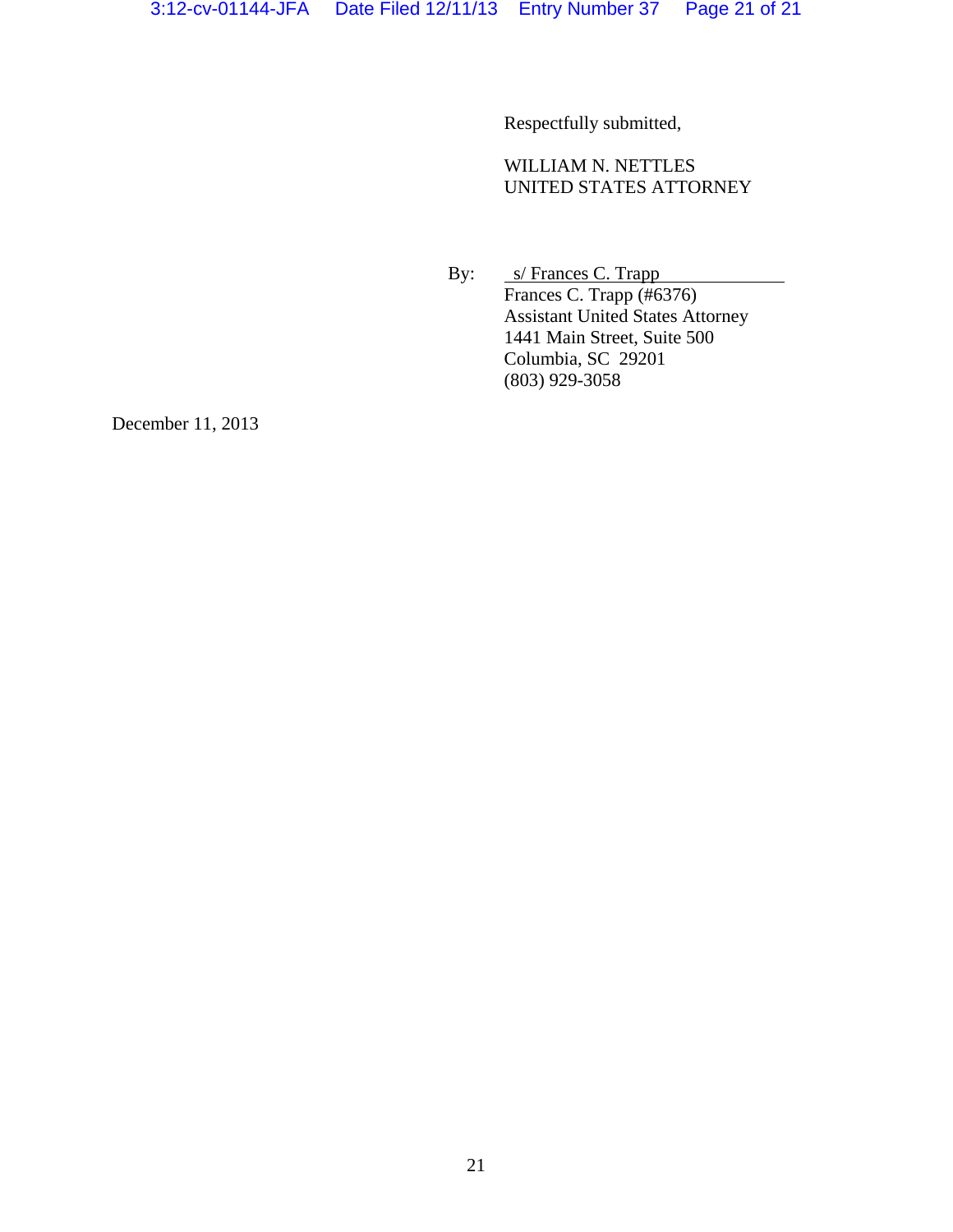Respectfully submitted,

WILLIAM N. NETTLES
UNITED STATES ATTORNEY

By: s/ Frances C. Trapp
Frances C. Trapp (#6376)
Assistant United States Attorney
1441 Main Street, Suite 500
Columbia, SC 29201
(803) 929-3058

December 11, 2013